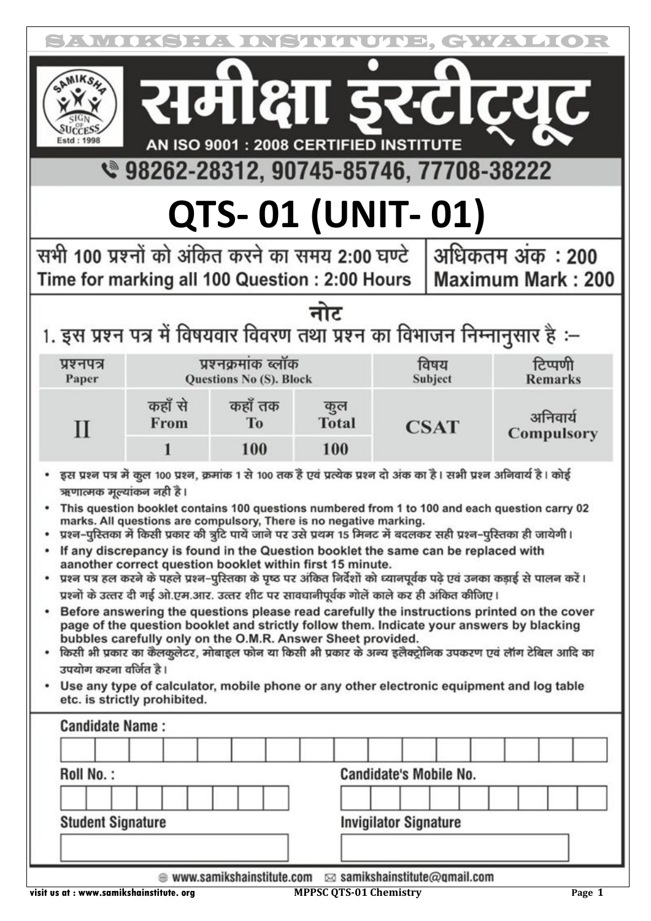# समीक्षा इंस्टीट्यूट

AN ISO 9001 : 2008 CERTIFIED INSTITUTE

98262-28312, 90745-85746, 77708-38222

# QTS- 01 (UNIT- 01)

| सभी 100 प्रश्नों को अंकित करने का समय 2:00 घण्टे<br>Time for marking all 100 Question : 2:00 Hours | अधिकतम अंक : 200<br>Maximum Mark : 200 |
|---|---|

## नोट

1. इस प्रश्न पत्र में विषयवार विवरण तथा प्रश्न का विभाजन निम्नानुसार है :–

| प्रश्नपत्र Paper | प्रश्नक्रमांक ब्लॉक Questions No (S). Block | | | विषय Subject | टिप्पणी Remarks |
|---|---|---|---|---|---|
| | कहाँ से From | कहाँ तक To | कुल Total | | |
| II | 1 | 100 | 100 | CSAT | अनिवार्य Compulsory |

- इस प्रश्न पत्र में कुल 100 प्रश्न, क्रमांक 1 से 100 तक हैं एवं प्रत्येक प्रश्न दो अंक का है। सभी प्रश्न अनिवार्य है। कोई ऋणात्मक मूल्यांकन नही है।
- This question booklet contains 100 questions numbered from 1 to 100 and each question carry 02 marks. All questions are compulsory, There is no negative marking.
- प्रश्न-पुस्तिका में किसी प्रकार की त्रुटि पायें जाने पर उसे प्रथम 15 मिनट में बदलकर सही प्रश्न-पुस्तिका ही जायेगी।
- If any discrepancy is found in the Question booklet the same can be replaced with aanother correct question booklet within first 15 minute.
- प्रश्न पत्र हल करने के पहले प्रश्न-पुस्तिका के पृष्ठ पर अंकित निर्देशों को ध्यानपूर्वक पढ़े एवं उनका कड़ाई से पालन करें। प्रश्नों के उत्तर दी गई ओ.एम.आर. उत्तर शीट पर सावधानीपूर्वक गोलें काले कर ही अंकित कीजिए।
- Before answering the questions please read carefully the instructions printed on the cover page of the question booklet and strictly follow them. Indicate your answers by blacking bubbles carefully only on the O.M.R. Answer Sheet provided.
- किसी भी प्रकार का कैलकुलेटर, मोबाइल फोन या किसी भी प्रकार के अन्य इलैक्ट्रोनिक उपकरण एवं लॉग टेबिल आदि का उपयोग करना वर्जित है।
- Use any type of calculator, mobile phone or any other electronic equipment and log table etc. is strictly prohibited.

Candidate Name :

Roll No. :

Candidate's Mobile No.

Student Signature

Invigilator Signature

www.samikshainstitute.com  samikshainstitute@gmail.com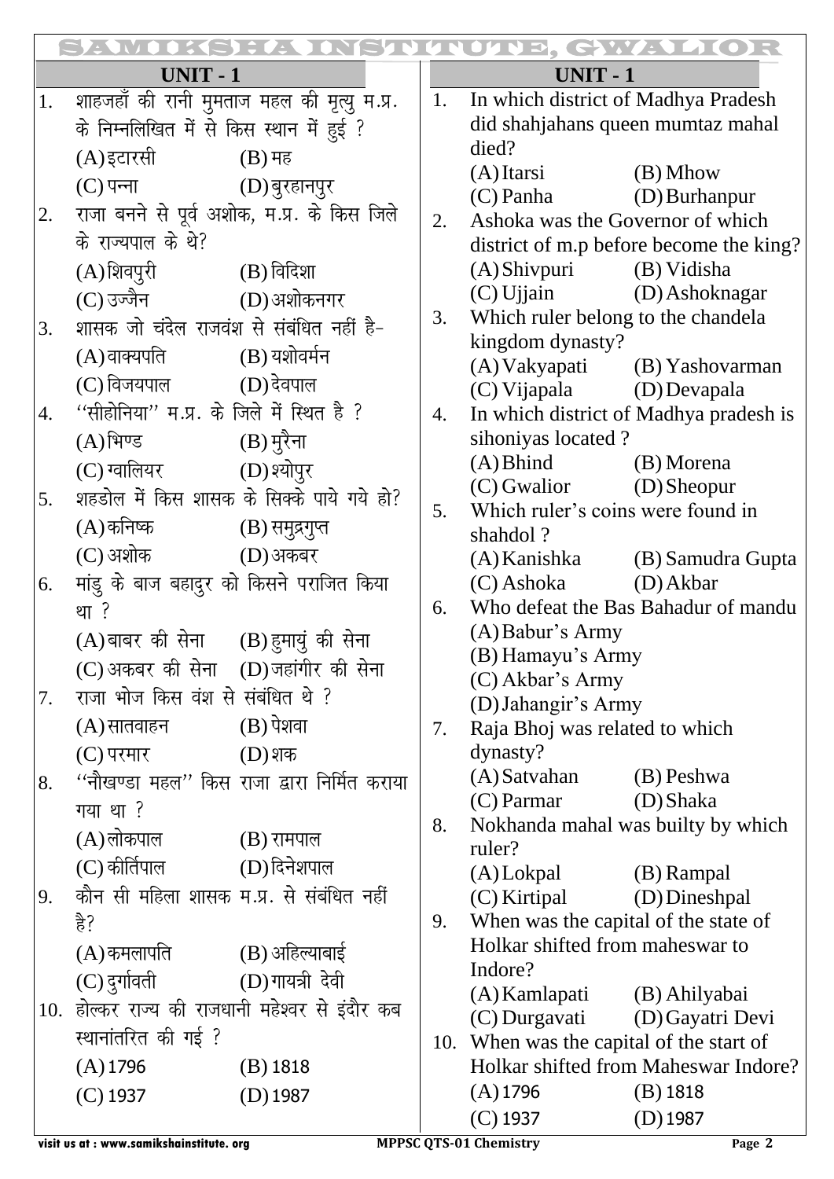## UNIT - 1

1. शाहजहाँ की रानी मुमताज महल की मृत्यु म.प्र. के निम्नलिखित में से किस स्थान में हुई ?
   (A) इटारसी (B) मह
   (C) पन्ना (D) बुरहानपुर

2. राजा बनने से पूर्व अशोक, म.प्र. के किस जिले के राज्यपाल के थे?
   (A) शिवपुरी (B) विदिशा
   (C) उज्जैन (D) अशोकनगर

3. शासक जो चंदेल राजवंश से संबंधित नहीं है-
   (A) वाक्यपति (B) यशोवर्मन
   (C) विजयपाल (D) देवपाल

4. ''सीहोनिया'' म.प्र. के जिले में स्थित है ?
   (A) भिण्ड (B) मुरैना
   (C) ग्वालियर (D) श्योपुर

5. शहडोल में किस शासक के सिक्के पाये गये हो?
   (A) कनिष्क (B) समुद्रगुप्त
   (C) अशोक (D) अकबर

6. मांडु के बाज बहादुर को किसने पराजित किया था ?
   (A) बाबर की सेना (B) हुमायुं की सेना
   (C) अकबर की सेना (D) जहांगीर की सेना

7. राजा भोज किस वंश से संबंधित थे ?
   (A) सातवाहन (B) पेशवा
   (C) परमार (D) शक

8. ''नौखण्डा महल'' किस राजा द्वारा निर्मित कराया गया था ?
   (A) लोकपाल (B) रामपाल
   (C) कीर्तिपाल (D) दिनेशपाल

9. कौन सी महिला शासक म.प्र. से संबंधित नहीं है?
   (A) कमलापति (B) अहिल्याबाई
   (C) दुर्गावती (D) गायत्री देवी

10. होल्कर राज्य की राजधानी महेश्वर से इंदौर कब स्थानांतरित की गई ?
    (A) 1796 (B) 1818
    (C) 1937 (D) 1987

## UNIT - 1

1. In which district of Madhya Pradesh did shahjahans queen mumtaz mahal died?
   (A) Itarsi (B) Mhow
   (C) Panha (D) Burhanpur

2. Ashoka was the Governor of which district of m.p before become the king?
   (A) Shivpuri (B) Vidisha
   (C) Ujjain (D) Ashoknagar

3. Which ruler belong to the chandela kingdom dynasty?
   (A) Vakyapati (B) Yashovarman
   (C) Vijapala (D) Devapala

4. In which district of Madhya pradesh is sihoniyas located ?
   (A) Bhind (B) Morena
   (C) Gwalior (D) Sheopur

5. Which ruler's coins were found in shahdol ?
   (A) Kanishka (B) Samudra Gupta
   (C) Ashoka (D) Akbar

6. Who defeat the Bas Bahadur of mandu
   (A) Babur's Army
   (B) Hamayu's Army
   (C) Akbar's Army
   (D) Jahangir's Army

7. Raja Bhoj was related to which dynasty?
   (A) Satvahan (B) Peshwa
   (C) Parmar (D) Shaka

8. Nokhanda mahal was builty by which ruler?
   (A) Lokpal (B) Rampal
   (C) Kirtipal (D) Dineshpal

9. When was the capital of the state of Holkar shifted from maheswar to Indore?
   (A) Kamlapati (B) Ahilyabai
   (C) Durgavati (D) Gayatri Devi

10. When was the capital of the start of Holkar shifted from Maheswar Indore?
    (A) 1796 (B) 1818
    (C) 1937 (D) 1987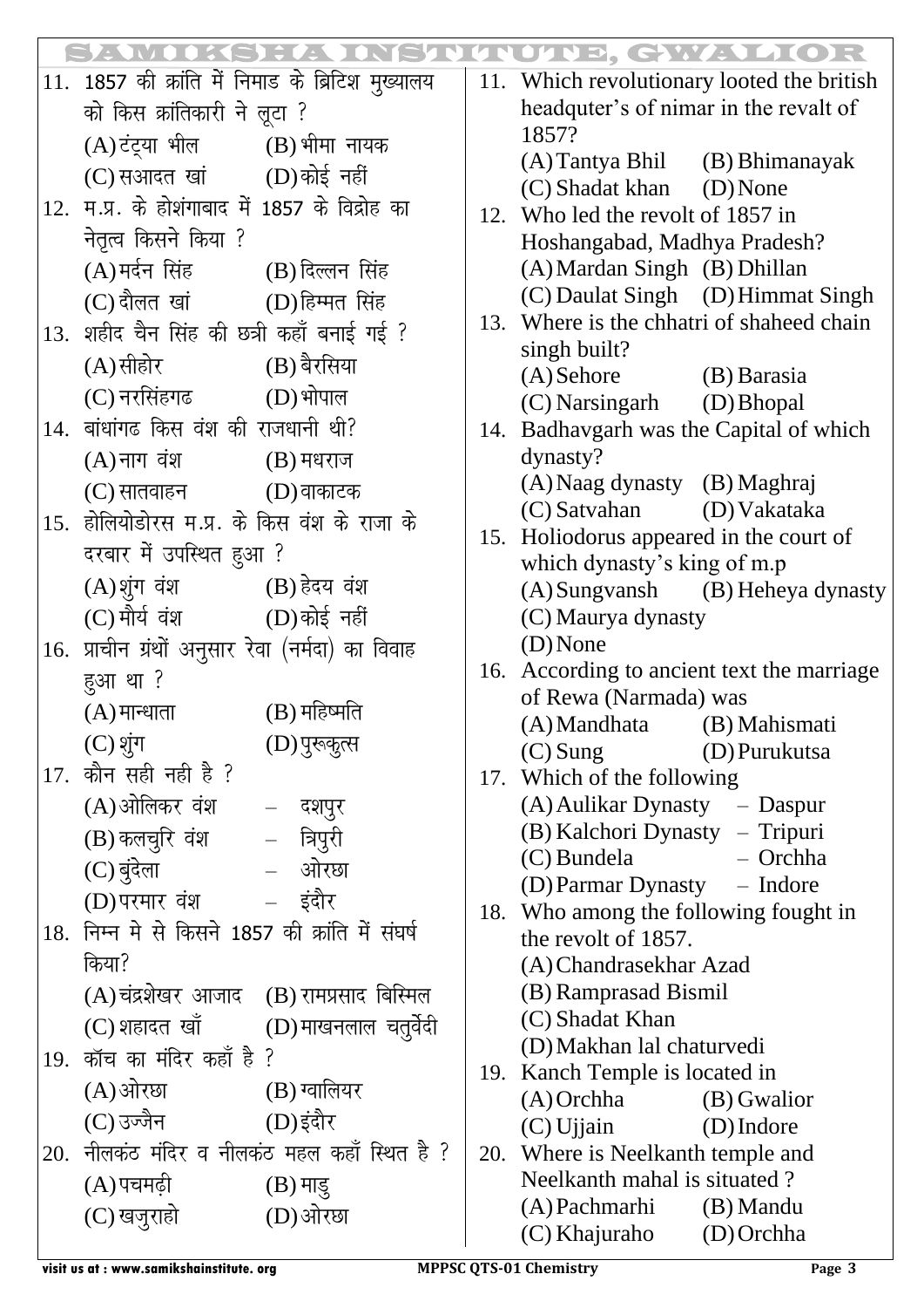11. 1857 की क्रांति में निमाड के ब्रिटिश मुख्यालय को किस क्रांतिकारी ने लूटा ?
(A) टंट्या भील (B) भीमा नायक
(C) सआदत खां (D) कोई नहीं

12. म.प्र. के होशंगाबाद में 1857 के विद्रोह का नेतृत्व किसने किया ?
(A) मर्दन सिंह (B) दिल्लन सिंह
(C) दौलत खां (D) हिम्मत सिंह

13. शहीद चैन सिंह की छत्री कहाँ बनाई गई ?
(A) सीहोर (B) बैरसिया
(C) नरसिंहगढ (D) भोपाल

14. बांधांगढ किस वंश की राजधानी थी?
(A) नाग वंश (B) मधराज
(C) सातवाहन (D) वाकाटक

15. होलियोडोरस म.प्र. के किस वंश के राजा के दरबार में उपस्थित हुआ ?
(A) शुंग वंश (B) हेदय वंश
(C) मौर्य वंश (D) कोई नहीं

16. प्राचीन ग्रंथों अनुसार रेवा (नर्मदा) का विवाह हुआ था ?
(A) मान्धाता (B) महिष्मति
(C) शुंग (D) पुरूकुत्स

17. कौन सही नही है ?
(A) ओलिकर वंश – दशपुर
(B) कलचुरि वंश – त्रिपुरी
(C) बुंदेला – ओरछा
(D) परमार वंश – इंदौर

18. निम्न मे से किसने 1857 की क्रांति में संघर्ष किया?
(A) चंद्रशेखर आजाद (B) रामप्रसाद बिस्मिल
(C) शहादत खाँ (D) माखनलाल चतुर्वेदी

19. कॉच का मंदिर कहाँ है ?
(A) ओरछा (B) ग्वालियर
(C) उज्जैन (D) इंदौर

20. नीलकंठ मंदिर व नीलकंठ महल कहाँ स्थित है ?
(A) पचमढ़ी (B) माडु
(C) खजुराहो (D) ओरछा

11. Which revolutionary looted the british headquter's of nimar in the revalt of 1857?
(A) Tantya Bhil (B) Bhimanayak
(C) Shadat khan (D) None

12. Who led the revolt of 1857 in Hoshangabad, Madhya Pradesh?
(A) Mardan Singh (B) Dhillan
(C) Daulat Singh (D) Himmat Singh

13. Where is the chhatri of shaheed chain singh built?
(A) Sehore (B) Barasia
(C) Narsingarh (D) Bhopal

14. Badhavgarh was the Capital of which dynasty?
(A) Naag dynasty (B) Maghraj
(C) Satvahan (D) Vakataka

15. Holiodorus appeared in the court of which dynasty's king of m.p
(A) Sungvansh (B) Heheya dynasty
(C) Maurya dynasty
(D) None

16. According to ancient text the marriage of Rewa (Narmada) was
(A) Mandhata (B) Mahismati
(C) Sung (D) Purukutsa

17. Which of the following
(A) Aulikar Dynasty – Daspur
(B) Kalchori Dynasty – Tripuri
(C) Bundela – Orchha
(D) Parmar Dynasty – Indore

18. Who among the following fought in the revolt of 1857.
(A) Chandrasekhar Azad
(B) Ramprasad Bismil
(C) Shadat Khan
(D) Makhan lal chaturvedi

19. Kanch Temple is located in
(A) Orchha (B) Gwalior
(C) Ujjain (D) Indore

20. Where is Neelkanth temple and Neelkanth mahal is situated ?
(A) Pachmarhi (B) Mandu
(C) Khajuraho (D) Orchha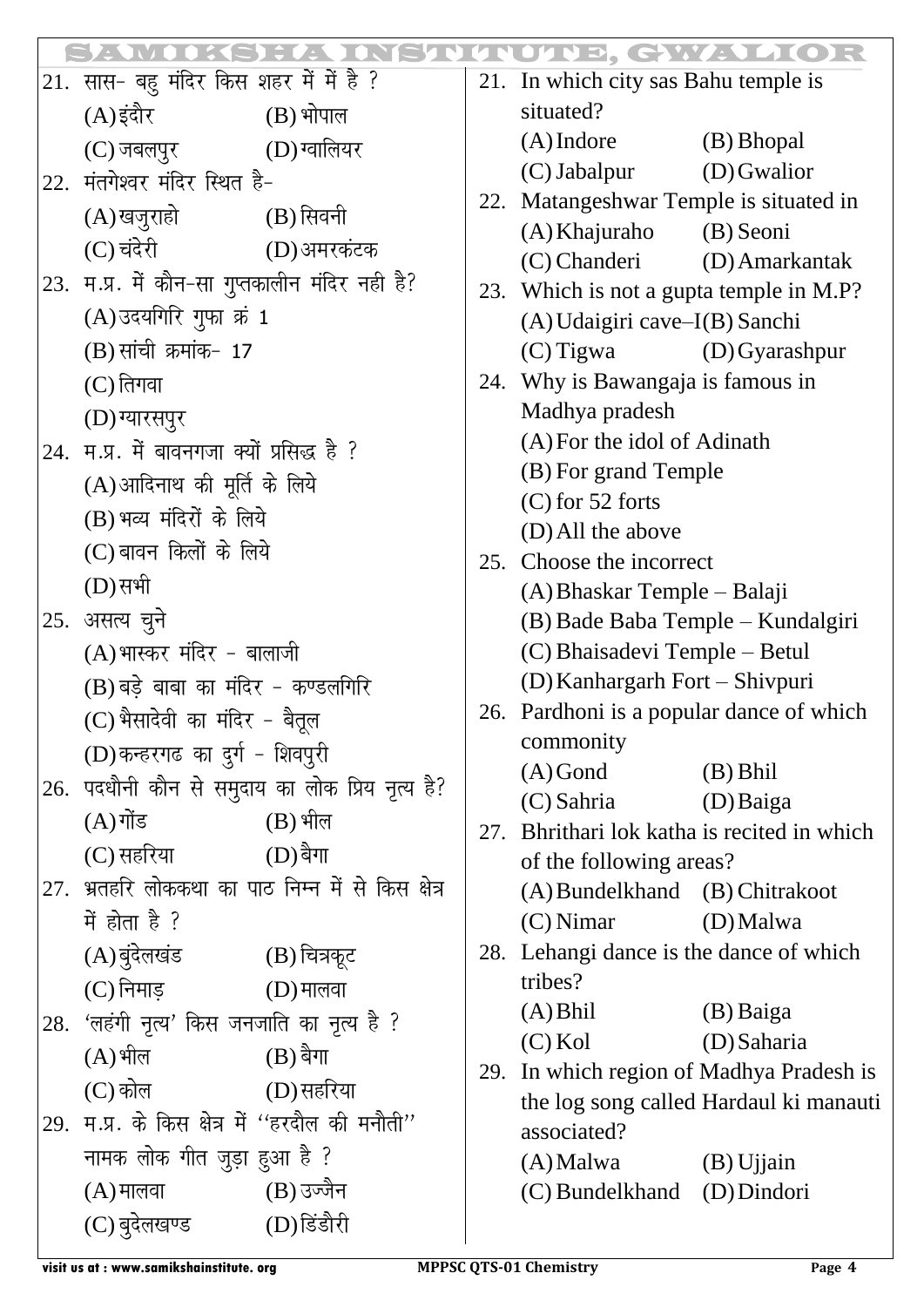21. सास- बहु मंदिर किस शहर में में है ?
(A) इंदौर (B) भोपाल
(C) जबलपुर (D) ग्वालियर

22. मंतगेश्वर मंदिर स्थित है-
(A) खजुराहो (B) सिवनी
(C) चंदेरी (D) अमरकंटक

23. म.प्र. में कौन-सा गुप्तकालीन मंदिर नही है?
(A) उदयगिरि गुफा क्रं 1
(B) सांची क्रमांक- 17
(C) तिगवा
(D) ग्यारसपुर

24. म.प्र. में बावनगजा क्यों प्रसिद्ध है ?
(A) आदिनाथ की मूर्ति के लिये
(B) भव्य मंदिरों के लिये
(C) बावन किलों के लिये
(D) सभी

25. असत्य चुने
(A) भास्कर मंदिर - बालाजी
(B) बड़े बाबा का मंदिर - कण्डलगिरि
(C) भैसादेवी का मंदिर - बैतूल
(D) कन्हरगढ का दुर्ग - शिवपुरी

26. पदधौनी कौन से समुदाय का लोक प्रिय नृत्य है?
(A) गोंड (B) भील
(C) सहरिया (D) बैगा

27. भ्रतहरि लोककथा का पाठ निम्न में से किस क्षेत्र में होता है ?
(A) बुंदेलखंड (B) चित्रकूट
(C) निमाड़ (D) मालवा

28. 'लहंगी नृत्य' किस जनजाति का नृत्य है ?
(A) भील (B) बैगा
(C) कोल (D) सहरिया

29. म.प्र. के किस क्षेत्र में ''हरदौल की मनौती'' नामक लोक गीत जुड़ा हुआ है ?
(A) मालवा (B) उज्जैन
(C) बुदेलखण्ड (D) डिंडौरी

21. In which city sas Bahu temple is situated?
(A) Indore (B) Bhopal
(C) Jabalpur (D) Gwalior

22. Matangeshwar Temple is situated in
(A) Khajuraho (B) Seoni
(C) Chanderi (D) Amarkantak

23. Which is not a gupta temple in M.P?
(A) Udaigiri cave–I (B) Sanchi
(C) Tigwa (D) Gyarashpur

24. Why is Bawangaja is famous in Madhya pradesh
(A) For the idol of Adinath
(B) For grand Temple
(C) for 52 forts
(D) All the above

25. Choose the incorrect
(A) Bhaskar Temple – Balaji
(B) Bade Baba Temple – Kundalgiri
(C) Bhaisadevi Temple – Betul
(D) Kanhargarh Fort – Shivpuri

26. Pardhoni is a popular dance of which commonity
(A) Gond (B) Bhil
(C) Sahria (D) Baiga

27. Bhrithari lok katha is recited in which of the following areas?
(A) Bundelkhand (B) Chitrakoot
(C) Nimar (D) Malwa

28. Lehangi dance is the dance of which tribes?
(A) Bhil (B) Baiga
(C) Kol (D) Saharia

29. In which region of Madhya Pradesh is the log song called Hardaul ki manauti associated?
(A) Malwa (B) Ujjain
(C) Bundelkhand (D) Dindori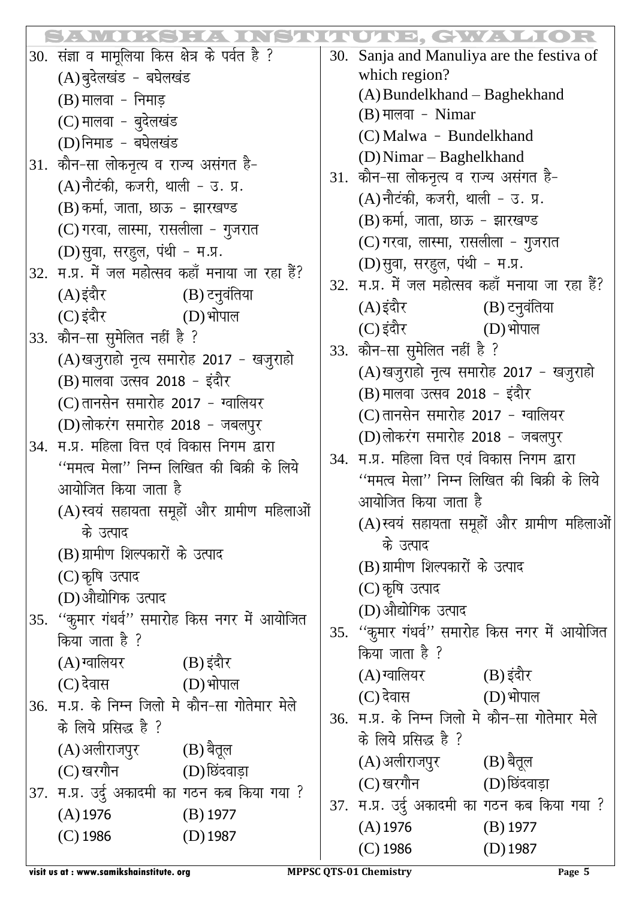30. संज्ञा व मामूलिया किस क्षेत्र के पर्वत है ?
   (A) बुंदेलखंड - बघेलखंड
   (B) मालवा - निमाड़
   (C) मालवा - बुंदेलखंड
   (D) निमाड - बघेलखंड

31. कौन-सा लोकनृत्य व राज्य असंगत है-
   (A) नौटंकी, कजरी, थाली - उ. प्र.
   (B) कर्मा, जाता, छाऊ - झारखण्ड
   (C) गरवा, लास्मा, रासलीला - गुजरात
   (D) सुवा, सरहुल, पंथी - म.प्र.

32. म.प्र. में जल महोत्सव कहाँ मनाया जा रहा हैं?
   (A) इंदौर (B) टनुवंतिया
   (C) इंदौर (D) भोपाल

33. कौन-सा सुमेलित नहीं है ?
   (A) खजुराहो नृत्य समारोह 2017 - खजुराहो
   (B) मालवा उत्सव 2018 - इंदौर
   (C) तानसेन समारोह 2017 - ग्वालियर
   (D) लोकरंग समारोह 2018 - जबलपुर

34. म.प्र. महिला वित्त एवं विकास निगम द्वारा ''ममत्व मेला'' निम्न लिखित की बिक्री के लिये आयोजित किया जाता है
   (A) स्वयं सहायता समूहों और ग्रामीण महिलाओं के उत्पाद
   (B) ग्रामीण शिल्पकारों के उत्पाद
   (C) कृषि उत्पाद
   (D) औद्योगिक उत्पाद

35. ''कुमार गंधर्व'' समारोह किस नगर में आयोजित किया जाता है ?
   (A) ग्वालियर (B) इंदौर
   (C) देवास (D) भोपाल

36. म.प्र. के निम्न जिलो मे कौन-सा गोतेमार मेले के लिये प्रसिद्ध है ?
   (A) अलीराजपुर (B) बैतूल
   (C) खरगौन (D) छिंदवाड़ा

37. म.प्र. उर्दु अकादमी का गठन कब किया गया ?
   (A) 1976 (B) 1977
   (C) 1986 (D) 1987

30. Sanja and Manuliya are the festiva of which region?
   (A) Bundelkhand – Baghekhand
   (B) मालवा - Nimar
   (C) Malwa - Bundelkhand
   (D) Nimar – Baghelkhand

31. कौन-सा लोकनृत्य व राज्य असंगत है-
   (A) नौटंकी, कजरी, थाली - उ. प्र.
   (B) कर्मा, जाता, छाऊ - झारखण्ड
   (C) गरवा, लास्मा, रासलीला - गुजरात
   (D) सुवा, सरहुल, पंथी - म.प्र.

32. म.प्र. में जल महोत्सव कहाँ मनाया जा रहा हैं?
   (A) इंदौर (B) टनुवंतिया
   (C) इंदौर (D) भोपाल

33. कौन-सा सुमेलित नहीं है ?
   (A) खजुराहो नृत्य समारोह 2017 - खजुराहो
   (B) मालवा उत्सव 2018 - इंदौर
   (C) तानसेन समारोह 2017 - ग्वालियर
   (D) लोकरंग समारोह 2018 - जबलपुर

34. म.प्र. महिला वित्त एवं विकास निगम द्वारा ''ममत्व मेला'' निम्न लिखित की बिक्री के लिये आयोजित किया जाता है
   (A) स्वयं सहायता समूहों और ग्रामीण महिलाओं के उत्पाद
   (B) ग्रामीण शिल्पकारों के उत्पाद
   (C) कृषि उत्पाद
   (D) औद्योगिक उत्पाद

35. ''कुमार गंधर्व'' समारोह किस नगर में आयोजित किया जाता है ?
   (A) ग्वालियर (B) इंदौर
   (C) देवास (D) भोपाल

36. म.प्र. के निम्न जिलो मे कौन-सा गोतेमार मेले के लिये प्रसिद्ध है ?
   (A) अलीराजपुर (B) बैतूल
   (C) खरगौन (D) छिंदवाड़ा

37. म.प्र. उर्दु अकादमी का गठन कब किया गया ?
   (A) 1976 (B) 1977
   (C) 1986 (D) 1987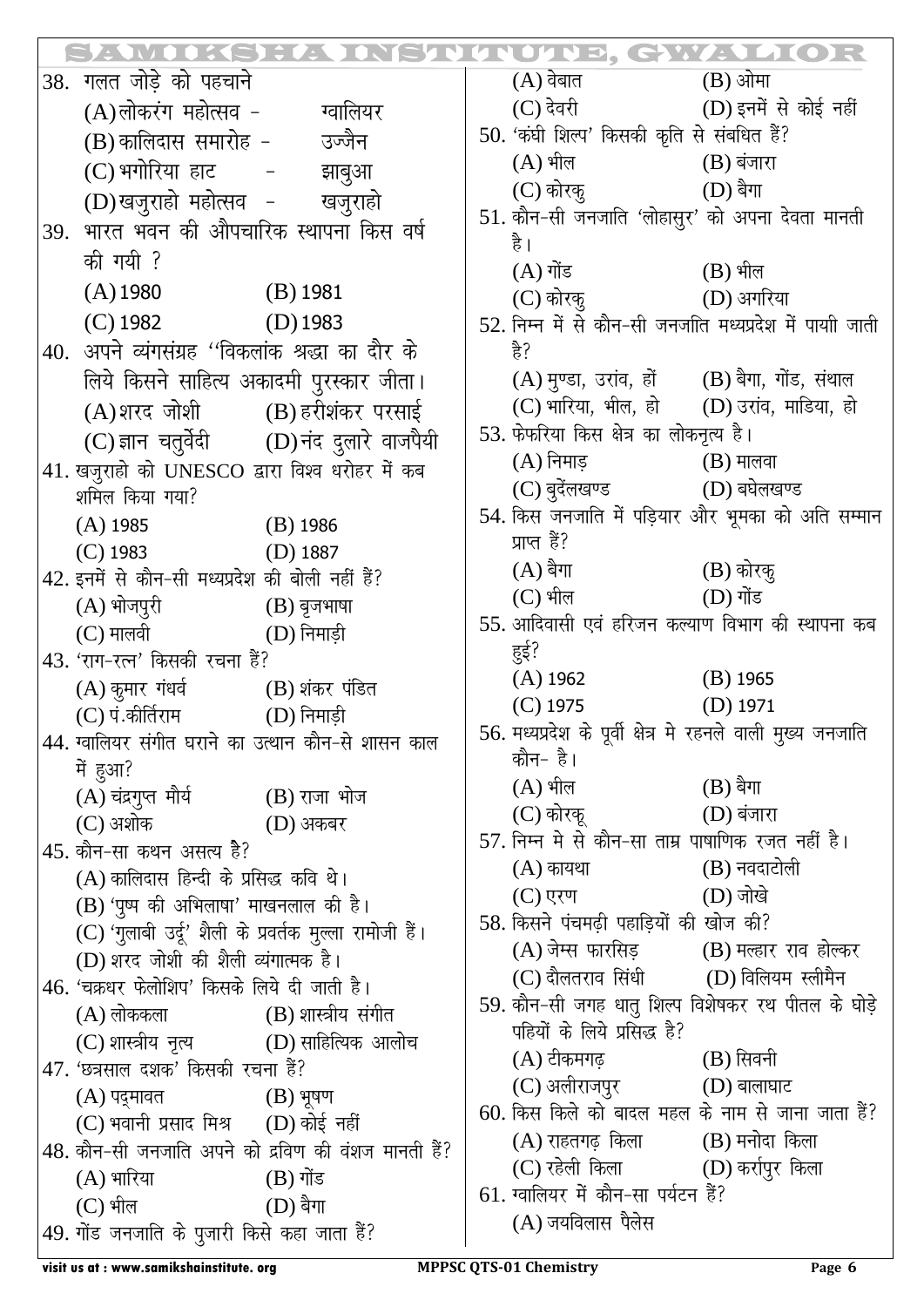38. गलत जोड़े को पहचाने

(A) लोकरंग महोत्सव - ग्वालियर
(B) कालिदास समारोह - उज्जैन
(C) भगोरिया हाट - झाबुआ
(D) खजुराहो महोत्सव - खजुराहो

39. भारत भवन की औपचारिक स्थापना किस वर्ष की गयी ?

(A) 1980 (B) 1981
(C) 1982 (D) 1983

40. अपने व्यंगसंग्रह ''विकलांक श्रद्धा का दौर के लिये किसने साहित्य अकादमी पुरस्कार जीता।

(A) शरद जोशी (B) हरीशंकर परसाई
(C) ज्ञान चतुर्वेदी (D) नंद दुलारे वाजपैयी

41. खजुराहो को UNESCO द्वारा विश्व धरोहर में कब शमिल किया गया?

(A) 1985 (B) 1986
(C) 1983 (D) 1887

42. इनमें से कौन-सी मध्यप्रदेश की बोली नहीं हैं?

(A) भोजपुरी (B) बृजभाषा
(C) मालवी (D) निमाड़ी

43. 'राग-रत्न' किसकी रचना हैं?

(A) कुमार गंधर्व (B) शंकर पंडित
(C) पं.कीर्तिराम (D) निमाड़ी

44. ग्वालियर संगीत घराने का उत्थान कौन-से शासन काल में हुआ?

(A) चंद्रगुप्त मौर्य (B) राजा भोज
(C) अशोक (D) अकबर

45. कौन-सा कथन असत्य है?

(A) कालिदास हिन्दी के प्रसिद्ध कवि थे।
(B) 'पुष्प की अभिलाषा' माखनलाल की है।
(C) 'गुलाबी उर्दू' शैली के प्रवर्तक मुल्ला रामोजी हैं।
(D) शरद जोशी की शैली व्यंगात्मक है।

46. 'चक्रधर फेलोशिप' किसके लिये दी जाती है।

(A) लोककला (B) शास्त्रीय संगीत
(C) शास्त्रीय नृत्य (D) साहित्यिक आलोच

47. 'छत्रसाल दशक' किसकी रचना हैं?

(A) पद्मावत (B) भूषण
(C) भवानी प्रसाद मिश्र (D) कोई नहीं

48. कौन-सी जनजाति अपने को द्रविण की वंशज मानती हैं?

(A) भारिया (B) गोंड
(C) भील (D) बैगा

49. गोंड जनजाति के पुजारी किसे कहा जाता हैं?

(A) वेबात (B) ओमा
(C) देवरी (D) इनमें से कोई नहीं

50. 'कंघी शिल्प' किसकी कृति से संबधित हैं?

(A) भील (B) बंजारा
(C) कोरकु (D) बैगा

51. कौन-सी जनजाति 'लोहासुर' को अपना देवता मानती है।

(A) गोंड (B) भील
(C) कोरकु (D) अगरिया

52. निम्न में से कौन-सी जनजाति मध्यप्रदेश में पायी जाती है?

(A) मुण्डा, उरांव, हों (B) बैगा, गोंड, संथाल
(C) भारिया, भील, हो (D) उरांव, माडिया, हो

53. फेफरिया किस क्षेत्र का लोकनृत्य है।

(A) निमाड़ (B) मालवा
(C) बुदेंलखण्ड (D) बघेलखण्ड

54. किस जनजाति में पड़ियार और भूमका को अति सम्मान प्राप्त हैं?

(A) बैगा (B) कोरकु
(C) भील (D) गोंड

55. आदिवासी एवं हरिजन कल्याण विभाग की स्थापना कब हुई?

(A) 1962 (B) 1965
(C) 1975 (D) 1971

56. मध्यप्रदेश के पूर्वी क्षेत्र मे रहनले वाली मुख्य जनजाति कौन- है।

(A) भील (B) बैगा
(C) कोरकू (D) बंजारा

57. निम्न मे से कौन-सा ताम्र पाषाणिक रजत नहीं है।

(A) कायथा (B) नवदाटोली
(C) एरण (D) जोखे

58. किसने पंचमढ़ी पहाड़ियों की खोज की?

(A) जेम्स फारसिड़ (B) मल्हार राव होल्कर
(C) दौलतराव सिंधी (D) विलियम स्लीमैन

59. कौन-सी जगह धातु शिल्प विशेषकर रथ पीतल के घोड़े पहियों के लिये प्रसिद्ध है?

(A) टीकमगढ़ (B) सिवनी
(C) अलीराजपुर (D) बालाघाट

60. किस किले को बादल महल के नाम से जाना जाता हैं?

(A) राहतगढ़ किला (B) मनोदा किला
(C) रहेली किला (D) कर्रापुर किला

61. ग्वालियर में कौन-सा पर्यटन हैं?

(A) जयविलास पैलेस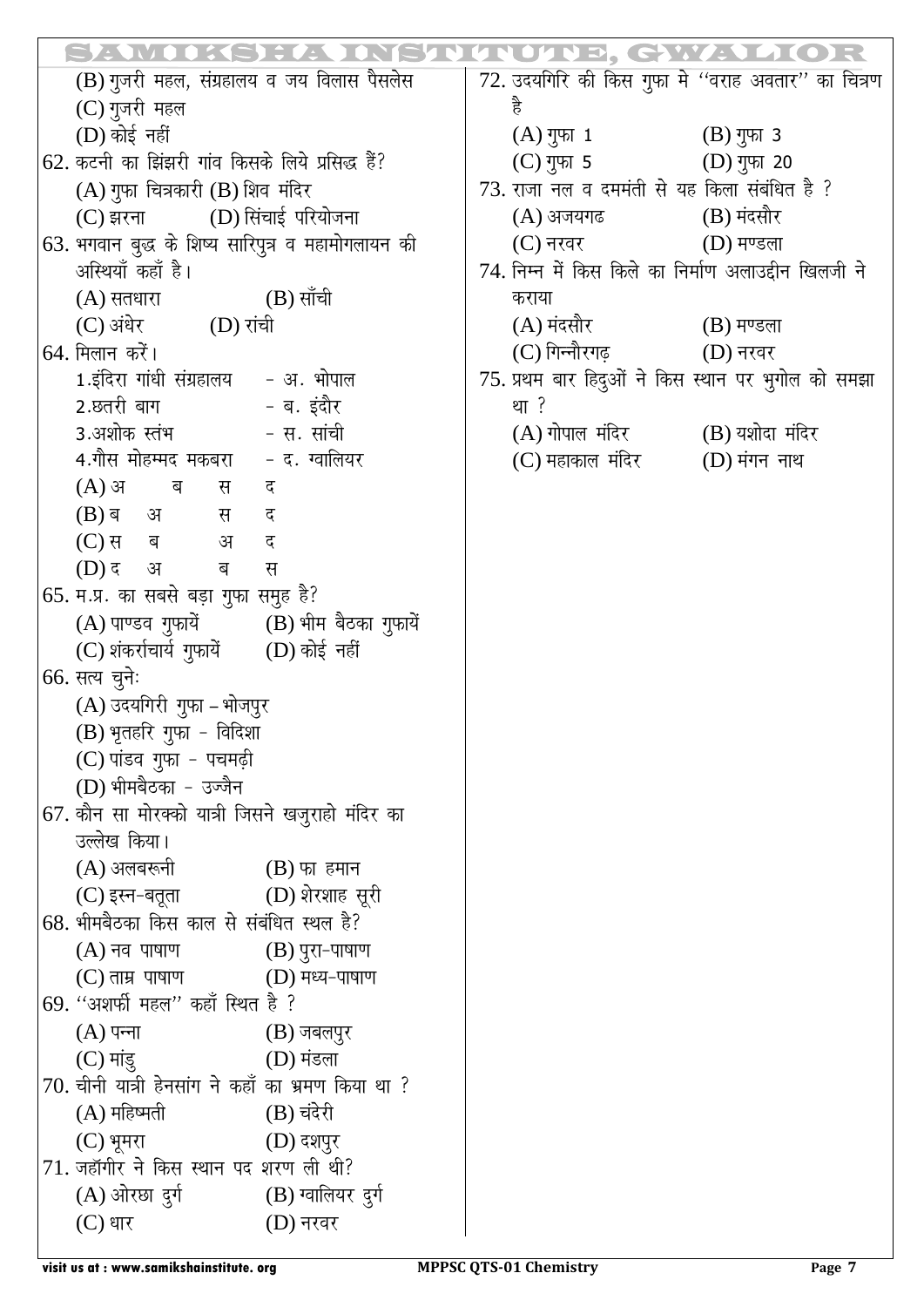(B) गुजरी महल, संग्रहालय व जय विलास पैसलेस

(C) गुजरी महल

(D) कोई नहीं

62. कटनी का झिंझरी गांव किसके लिये प्रसिद्ध हैं?

(A) गुफा चित्रकारी (B) शिव मंदिर

(C) झरना (D) सिंचाई परियोजना

63. भगवान बुद्ध के शिष्य सारिपुत्र व महामोगलायन की अस्थियाँ कहाँ है।

(A) सतधारा (B) साँची

(C) अंधेर (D) रांची

64. मिलान करें।

1.इंदिरा गांधी संग्रहालय - अ. भोपाल

2.छतरी बाग - ब. इंदौर

3.अशोक स्तंभ - स. सांची

4.गौस मोहम्मद मकबरा - द. ग्वालियर

(A) अ ब स द

(B) ब अ स द

(C) स ब अ द

(D) द अ ब स

65. म.प्र. का सबसे बड़ा गुफा समुह है?

(A) पाण्डव गुफायें (B) भीम बैठका गुफायें

(C) शंकर्राचार्य गुफायें (D) कोई नहीं

66. सत्य चुनेः

(A) उदयगिरी गुफा – भोजपुर

(B) भृतहरि गुफा - विदिशा

(C) पांडव गुफा - पचमढ़ी

(D) भीमबैठका - उज्जैन

67. कौन सा मोरक्को यात्री जिसने खजुराहो मंदिर का उल्लेख किया।

(A) अलबरूनी (B) फा हमान

(C) इस्न-बतूता (D) शेरशाह सूरी

68. भीमबैठका किस काल से संबंधित स्थल है?

(A) नव पाषाण (B) पुरा-पाषाण

(C) ताम्र पाषाण (D) मध्य-पाषाण

69. ''अशर्फी महल'' कहाँ स्थित है ?

(A) पन्ना (B) जबलपुर

(C) मांडु (D) मंडला

70. चीनी यात्री हेनसांग ने कहाँ का भ्रमण किया था ?

(A) महिष्मती (B) चंदेरी

(C) भूमरा (D) दशपुर

71. जहाँगीर ने किस स्थान पद शरण ली थी?

(A) ओरछा दुर्ग (B) ग्वालियर दुर्ग

(C) धार (D) नरवर

72. उदयगिरि की किस गुफा मे ''वराह अवतार'' का चित्रण है

(A) गुफा 1 (B) गुफा 3

(C) गुफा 5 (D) गुफा 20

73. राजा नल व दममंती से यह किला संबंधित है ?

(A) अजयगढ (B) मंदसौर

(C) नरवर (D) मण्डला

74. निम्न में किस किले का निर्माण अलाउद्दीन खिलजी ने कराया

(A) मंदसौर (B) मण्डला

(C) गिन्नौरगढ़ (D) नरवर

75. प्रथम बार हिदुओं ने किस स्थान पर भुगोल को समझा था ?

(A) गोपाल मंदिर (B) यशोदा मंदिर

(C) महाकाल मंदिर (D) मंगन नाथ